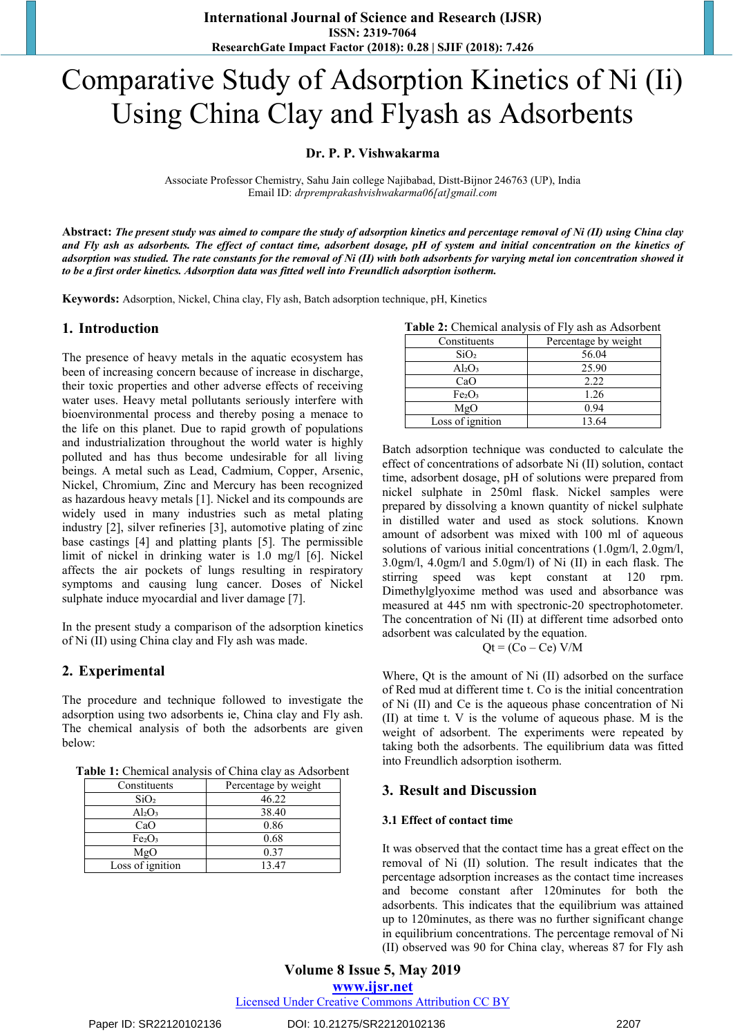# Comparative Study of Adsorption Kinetics of Ni (Ii) Using China Clay and Flyash as Adsorbents

**Dr. P. P. Vishwakarma**

Associate Professor Chemistry, Sahu Jain college Najibabad, Distt-Bijnor 246763 (UP), India
Email ID: *drpremprakashvishwakarma06[at]gmail.com*

**Abstract:** ***The present study was aimed to compare the study of adsorption kinetics and percentage removal of Ni (II) using China clay and Fly ash as adsorbents. The effect of contact time, adsorbent dosage, pH of system and initial concentration on the kinetics of adsorption was studied. The rate constants for the removal of Ni (II) with both adsorbents for varying metal ion concentration showed it to be a first order kinetics. Adsorption data was fitted well into Freundlich adsorption isotherm.***

**Keywords:** Adsorption, Nickel, China clay, Fly ash, Batch adsorption technique, pH, Kinetics

## 1. Introduction

The presence of heavy metals in the aquatic ecosystem has been of increasing concern because of increase in discharge, their toxic properties and other adverse effects of receiving water uses. Heavy metal pollutants seriously interfere with bioenvironmental process and thereby posing a menace to the life on this planet. Due to rapid growth of populations and industrialization throughout the world water is highly polluted and has thus become undesirable for all living beings. A metal such as Lead, Cadmium, Copper, Arsenic, Nickel, Chromium, Zinc and Mercury has been recognized as hazardous heavy metals [1]. Nickel and its compounds are widely used in many industries such as metal plating industry [2], silver refineries [3], automotive plating of zinc base castings [4] and platting plants [5]. The permissible limit of nickel in drinking water is 1.0 mg/l [6]. Nickel affects the air pockets of lungs resulting in respiratory symptoms and causing lung cancer. Doses of Nickel sulphate induce myocardial and liver damage [7].

In the present study a comparison of the adsorption kinetics of Ni (II) using China clay and Fly ash was made.

## 2. Experimental

The procedure and technique followed to investigate the adsorption using two adsorbents ie, China clay and Fly ash. The chemical analysis of both the adsorbents are given below:

**Table 1:** Chemical analysis of China clay as Adsorbent

| Constituents | Percentage by weight |
|---|---|
| $SiO_2$ | 46.22 |
| $Al_2O_3$ | 38.40 |
| CaO | 0.86 |
| $Fe_2O_3$ | 0.68 |
| MgO | 0.37 |
| Loss of ignition | 13.47 |

**Table 2:** Chemical analysis of Fly ash as Adsorbent

| Constituents | Percentage by weight |
|---|---|
| $SiO_2$ | 56.04 |
| $Al_2O_3$ | 25.90 |
| CaO | 2.22 |
| $Fe_2O_3$ | 1.26 |
| MgO | 0.94 |
| Loss of ignition | 13.64 |

Batch adsorption technique was conducted to calculate the effect of concentrations of adsorbate Ni (II) solution, contact time, adsorbent dosage, pH of solutions were prepared from nickel sulphate in 250ml flask. Nickel samples were prepared by dissolving a known quantity of nickel sulphate in distilled water and used as stock solutions. Known amount of adsorbent was mixed with 100 ml of aqueous solutions of various initial concentrations (1.0gm/l, 2.0gm/l, 3.0gm/l, 4.0gm/l and 5.0gm/l) of Ni (II) in each flask. The stirring speed was kept constant at 120 rpm. Dimethylglyoxime method was used and absorbance was measured at 445 nm with spectronic-20 spectrophotometer. The concentration of Ni (II) at different time adsorbed onto adsorbent was calculated by the equation.

$$Q_t = (C_o - C_e)\, V/M$$

Where, $Q_t$ is the amount of Ni (II) adsorbed on the surface of Red mud at different time t. $C_o$ is the initial concentration of Ni (II) and $C_e$ is the aqueous phase concentration of Ni (II) at time t. V is the volume of aqueous phase. M is the weight of adsorbent. The experiments were repeated by taking both the adsorbents. The equilibrium data was fitted into Freundlich adsorption isotherm.

## 3. Result and Discussion

### 3.1 Effect of contact time

It was observed that the contact time has a great effect on the removal of Ni (II) solution. The result indicates that the percentage adsorption increases as the contact time increases and become constant after 120minutes for both the adsorbents. This indicates that the equilibrium was attained up to 120minutes, as there was no further significant change in equilibrium concentrations. The percentage removal of Ni (II) observed was 90 for China clay, whereas 87 for Fly ash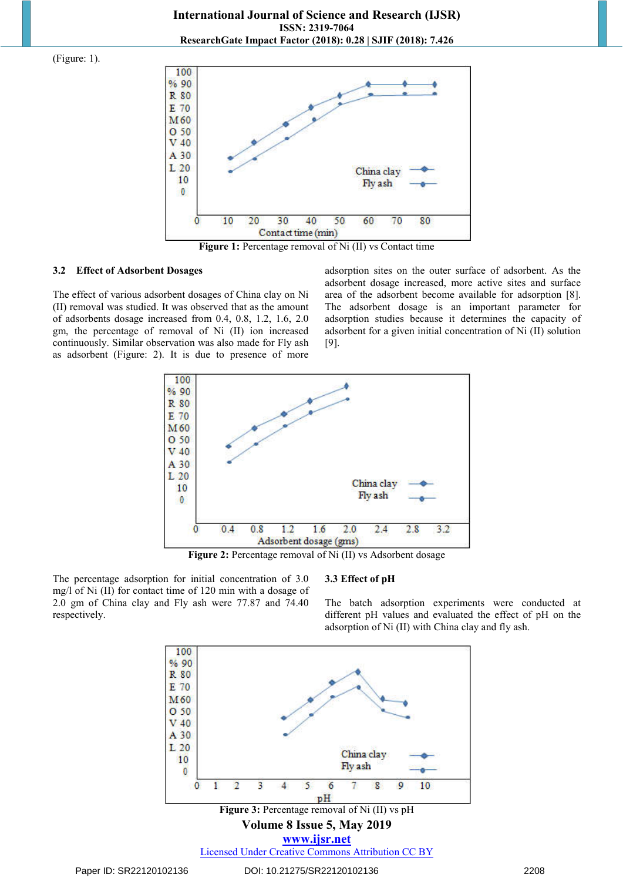(Figure: 1).

**Figure 1:** Percentage removal of Ni (II) vs Contact time

### 3.2 Effect of Adsorbent Dosages

The effect of various adsorbent dosages of China clay on Ni (II) removal was studied. It was observed that as the amount of adsorbents dosage increased from 0.4, 0.8, 1.2, 1.6, 2.0 gm, the percentage of removal of Ni (II) ion increased continuously. Similar observation was also made for Fly ash as adsorbent (Figure: 2). It is due to presence of more adsorption sites on the outer surface of adsorbent. As the adsorbent dosage increased, more active sites and surface area of the adsorbent become available for adsorption [8]. The adsorbent dosage is an important parameter for adsorption studies because it determines the capacity of adsorbent for a given initial concentration of Ni (II) solution [9].

**Figure 2:** Percentage removal of Ni (II) vs Adsorbent dosage

The percentage adsorption for initial concentration of 3.0 mg/l of Ni (II) for contact time of 120 min with a dosage of 2.0 gm of China clay and Fly ash were 77.87 and 74.40 respectively.

### 3.3 Effect of pH

The batch adsorption experiments were conducted at different pH values and evaluated the effect of pH on the adsorption of Ni (II) with China clay and fly ash.

**Figure 3:** Percentage removal of Ni (II) vs pH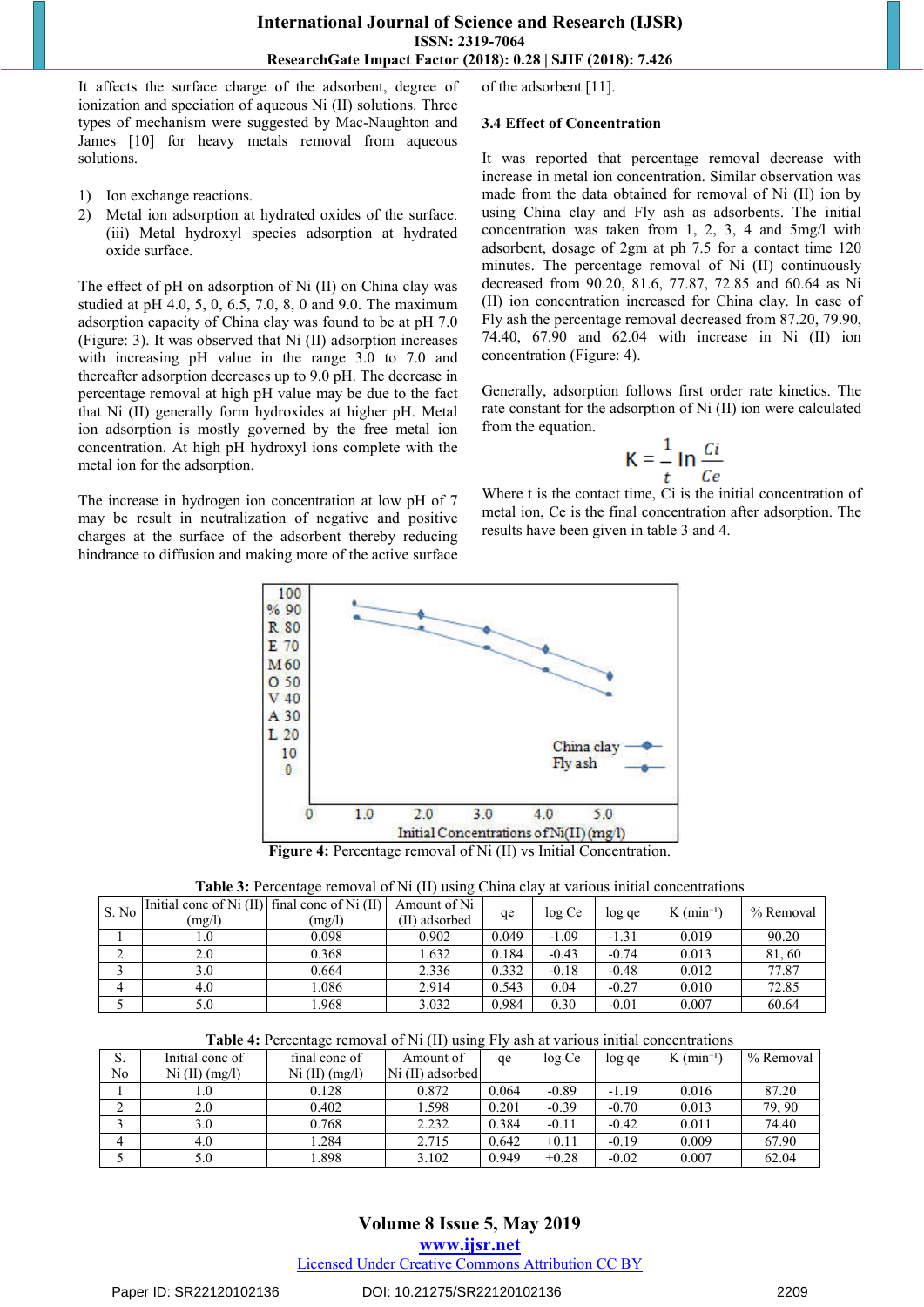It affects the surface charge of the adsorbent, degree of ionization and speciation of aqueous Ni (II) solutions. Three types of mechanism were suggested by Mac-Naughton and James [10] for heavy metals removal from aqueous solutions.

1) Ion exchange reactions.
2) Metal ion adsorption at hydrated oxides of the surface. (iii) Metal hydroxyl species adsorption at hydrated oxide surface.

The effect of pH on adsorption of Ni (II) on China clay was studied at pH 4.0, 5, 0, 6.5, 7.0, 8, 0 and 9.0. The maximum adsorption capacity of China clay was found to be at pH 7.0 (Figure: 3). It was observed that Ni (II) adsorption increases with increasing pH value in the range 3.0 to 7.0 and thereafter adsorption decreases up to 9.0 pH. The decrease in percentage removal at high pH value may be due to the fact that Ni (II) generally form hydroxides at higher pH. Metal ion adsorption is mostly governed by the free metal ion concentration. At high pH hydroxyl ions complete with the metal ion for the adsorption.

The increase in hydrogen ion concentration at low pH of 7 may be result in neutralization of negative and positive charges at the surface of the adsorbent thereby reducing hindrance to diffusion and making more of the active surface of the adsorbent [11].

### 3.4 Effect of Concentration

It was reported that percentage removal decrease with increase in metal ion concentration. Similar observation was made from the data obtained for removal of Ni (II) ion by using China clay and Fly ash as adsorbents. The initial concentration was taken from 1, 2, 3, 4 and 5mg/l with adsorbent, dosage of 2gm at ph 7.5 for a contact time 120 minutes. The percentage removal of Ni (II) continuously decreased from 90.20, 81.6, 77.87, 72.85 and 60.64 as Ni (II) ion concentration increased for China clay. In case of Fly ash the percentage removal decreased from 87.20, 79.90, 74.40, 67.90 and 62.04 with increase in Ni (II) ion concentration (Figure: 4).

Generally, adsorption follows first order rate kinetics. The rate constant for the adsorption of Ni (II) ion were calculated from the equation.

$$K = \frac{1}{t} \ln \frac{Ci}{Ce}$$

Where t is the contact time, Ci is the initial concentration of metal ion, Ce is the final concentration after adsorption. The results have been given in table 3 and 4.

**Figure 4:** Percentage removal of Ni (II) vs Initial Concentration.

**Table 3:** Percentage removal of Ni (II) using China clay at various initial concentrations

| S. No | Initial conc of Ni (II) (mg/l) | final conc of Ni (II) (mg/l) | Amount of Ni (II) adsorbed | qe | log Ce | log qe | K ($min^{-1}$) | % Removal |
|---|---|---|---|---|---|---|---|---|
| 1 | 1.0 | 0.098 | 0.902 | 0.049 | -1.09 | -1.31 | 0.019 | 90.20 |
| 2 | 2.0 | 0.368 | 1.632 | 0.184 | -0.43 | -0.74 | 0.013 | 81, 60 |
| 3 | 3.0 | 0.664 | 2.336 | 0.332 | -0.18 | -0.48 | 0.012 | 77.87 |
| 4 | 4.0 | 1.086 | 2.914 | 0.543 | 0.04 | -0.27 | 0.010 | 72.85 |
| 5 | 5.0 | 1.968 | 3.032 | 0.984 | 0.30 | -0.01 | 0.007 | 60.64 |

**Table 4:** Percentage removal of Ni (II) using Fly ash at various initial concentrations

| S. No | Initial conc of Ni (II) (mg/l) | final conc of Ni (II) (mg/l) | Amount of Ni (II) adsorbed | qe | log Ce | log qe | K ($min^{-1}$) | % Removal |
|---|---|---|---|---|---|---|---|---|
| 1 | 1.0 | 0.128 | 0.872 | 0.064 | -0.89 | -1.19 | 0.016 | 87.20 |
| 2 | 2.0 | 0.402 | 1.598 | 0.201 | -0.39 | -0.70 | 0.013 | 79, 90 |
| 3 | 3.0 | 0.768 | 2.232 | 0.384 | -0.11 | -0.42 | 0.011 | 74.40 |
| 4 | 4.0 | 1.284 | 2.715 | 0.642 | +0.11 | -0.19 | 0.009 | 67.90 |
| 5 | 5.0 | 1.898 | 3.102 | 0.949 | +0.28 | -0.02 | 0.007 | 62.04 |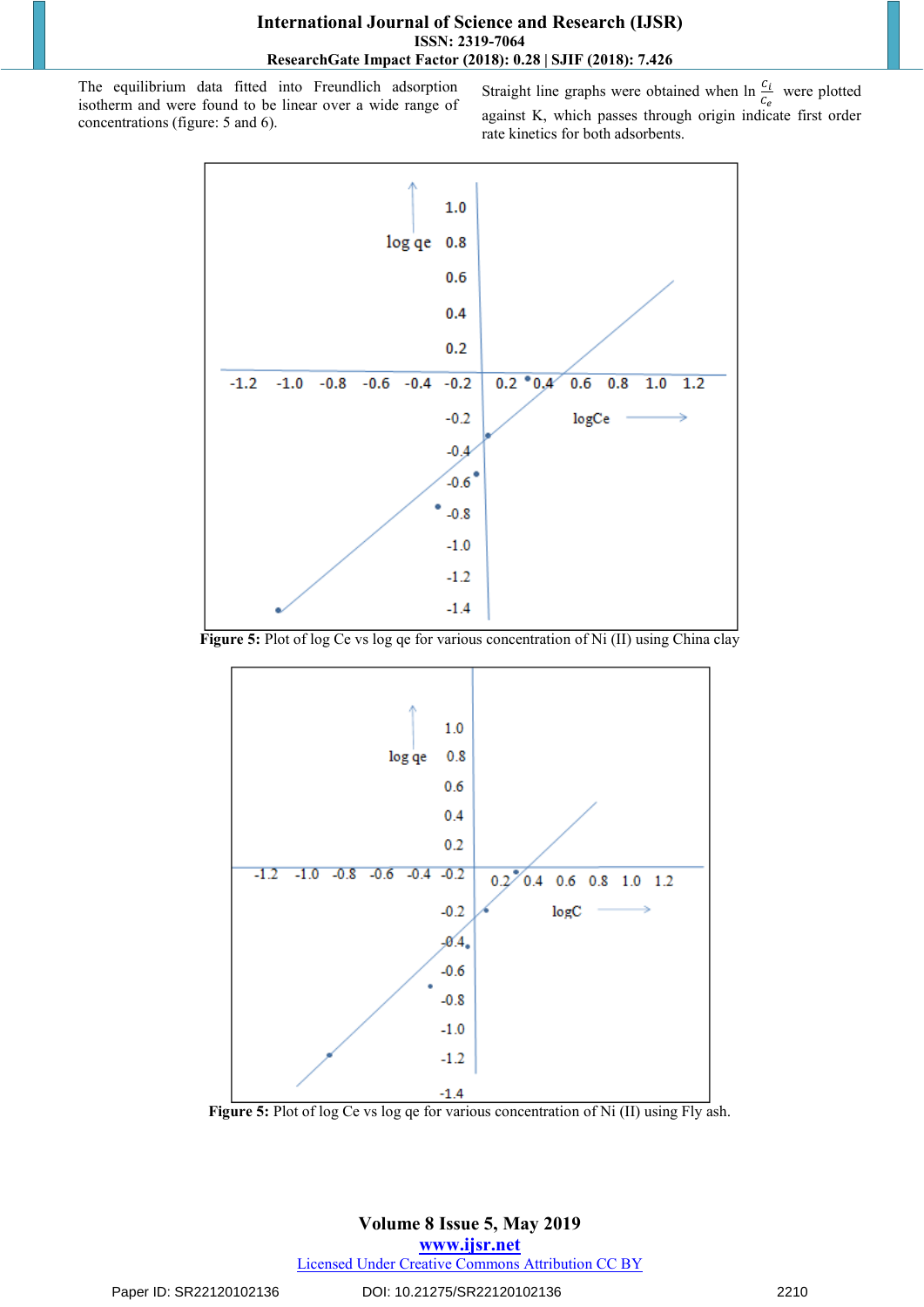The equilibrium data fitted into Freundlich adsorption isotherm and were found to be linear over a wide range of concentrations (figure: 5 and 6).

Straight line graphs were obtained when ln $\frac{C_i}{C_e}$ were plotted against K, which passes through origin indicate first order rate kinetics for both adsorbents.

**Figure 5:** Plot of log Ce vs log qe for various concentration of Ni (II) using China clay

**Figure 5:** Plot of log Ce vs log qe for various concentration of Ni (II) using Fly ash.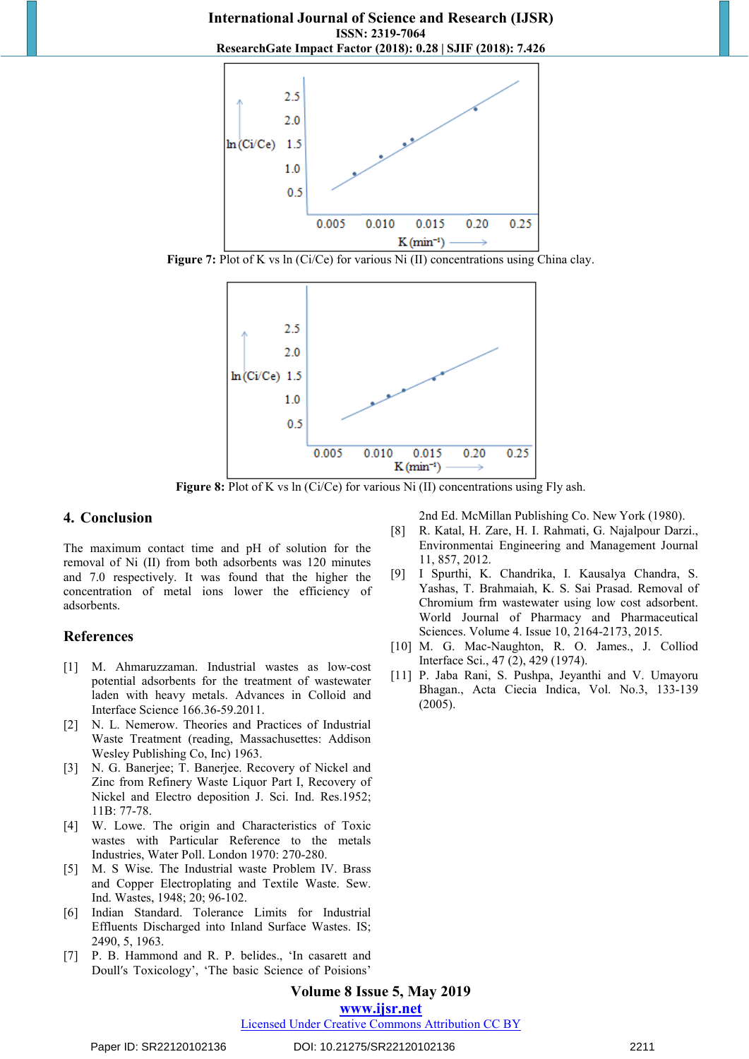2.5
2.0
ln (Ci/Ce) 1.5
1.0
0.5

0.005 0.010 0.015 0.20 0.25

K (min⁻¹)

**Figure 7:** Plot of K vs ln (Ci/Ce) for various Ni (II) concentrations using China clay.

2.5
2.0
ln (Ci/Ce) 1.5
1.0
0.5

0.005 0.010 0.015 0.20 0.25

K (min⁻¹)

**Figure 8:** Plot of K vs ln (Ci/Ce) for various Ni (II) concentrations using Fly ash.

## 4. Conclusion

The maximum contact time and pH of solution for the removal of Ni (II) from both adsorbents was 120 minutes and 7.0 respectively. It was found that the higher the concentration of metal ions lower the efficiency of adsorbents.

## References

[1] M. Ahmaruzzaman. Industrial wastes as low-cost potential adsorbents for the treatment of wastewater laden with heavy metals. Advances in Colloid and Interface Science 166.36-59.2011.

[2] N. L. Nemerow. Theories and Practices of Industrial Waste Treatment (reading, Massachusettes: Addison Wesley Publishing Co, Inc) 1963.

[3] N. G. Banerjee; T. Banerjee. Recovery of Nickel and Zinc from Refinery Waste Liquor Part I, Recovery of Nickel and Electro deposition J. Sci. Ind. Res.1952; 11B: 77-78.

[4] W. Lowe. The origin and Characteristics of Toxic wastes with Particular Reference to the metals Industries, Water Poll. London 1970: 270-280.

[5] M. S Wise. The Industrial waste Problem IV. Brass and Copper Electroplating and Textile Waste. Sew. Ind. Wastes, 1948; 20; 96-102.

[6] Indian Standard. Tolerance Limits for Industrial Effluents Discharged into Inland Surface Wastes. IS; 2490, 5, 1963.

[7] P. B. Hammond and R. P. belides., 'In casarett and Doull's Toxicology', 'The basic Science of Poisions' 2nd Ed. McMillan Publishing Co. New York (1980).

[8] R. Katal, H. Zare, H. I. Rahmati, G. Najalpour Darzi., Environmentai Engineering and Management Journal 11, 857, 2012.

[9] I Spurthi, K. Chandrika, I. Kausalya Chandra, S. Yashas, T. Brahmaiah, K. S. Sai Prasad. Removal of Chromium frm wastewater using low cost adsorbent. World Journal of Pharmacy and Pharmaceutical Sciences. Volume 4. Issue 10, 2164-2173, 2015.

[10] M. G. Mac-Naughton, R. O. James., J. Colliod Interface Sci., 47 (2), 429 (1974).

[11] P. Jaba Rani, S. Pushpa, Jeyanthi and V. Umayoru Bhagan., Acta Ciecia Indica, Vol. No.3, 133-139 (2005).